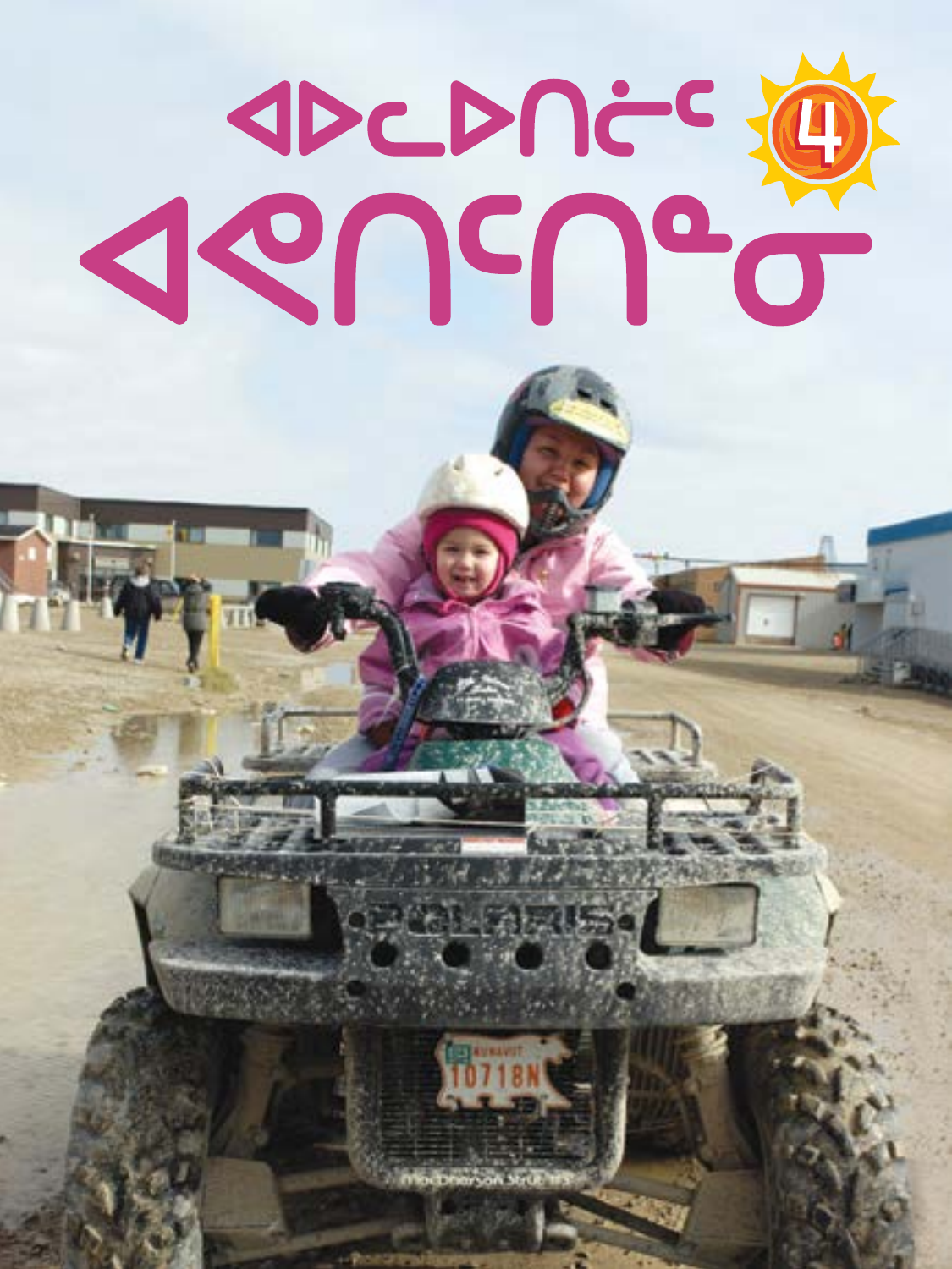# ᐊᐅᓚᐅᑎᓖᑦ ᐊᑯᑎᑦᑎᖕᓂ

4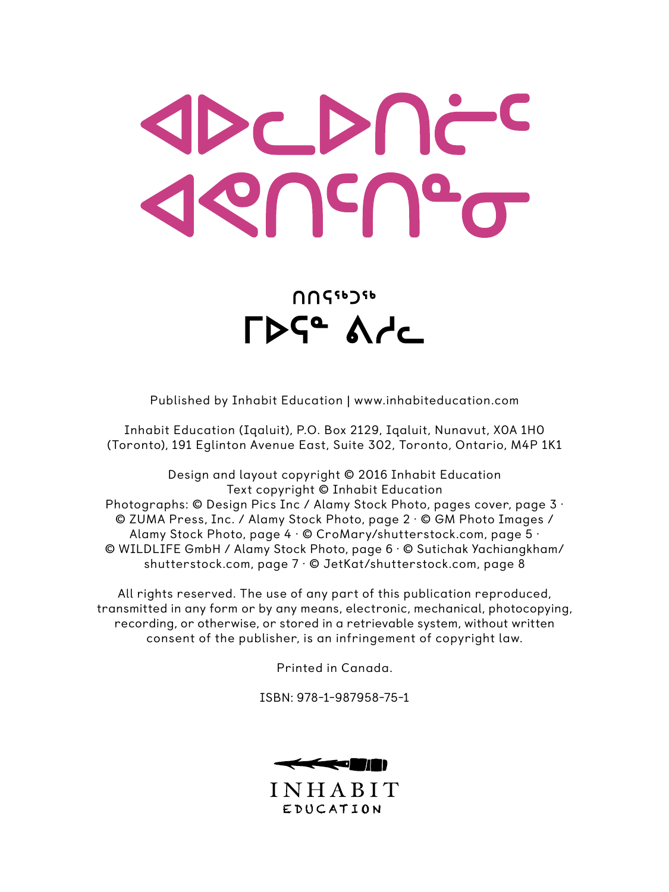# ᐊᐅᓚᐅᑎᓛᑦ ᐊᕙᑎᑦᑎᓐᓂ

ᑎᑎᕋᖅᑐᖅ
ᒥᐅᕋᓐ ᐱᓯᓚ

Published by Inhabit Education | www.inhabiteducation.com

Inhabit Education (Iqaluit), P.O. Box 2129, Iqaluit, Nunavut, X0A 1H0
(Toronto), 191 Eglinton Avenue East, Suite 302, Toronto, Ontario, M4P 1K1

Design and layout copyright © 2016 Inhabit Education
Text copyright © Inhabit Education
Photographs: © Design Pics Inc / Alamy Stock Photo, pages cover, page 3 · © ZUMA Press, Inc. / Alamy Stock Photo, page 2 · © GM Photo Images / Alamy Stock Photo, page 4 · © CroMary/shutterstock.com, page 5 · © WILDLIFE GmbH / Alamy Stock Photo, page 6 · © Sutichak Yachiangkham/ shutterstock.com, page 7 · © JetKat/shutterstock.com, page 8

All rights reserved. The use of any part of this publication reproduced, transmitted in any form or by any means, electronic, mechanical, photocopying, recording, or otherwise, or stored in a retrievable system, without written consent of the publisher, is an infringement of copyright law.

Printed in Canada.

ISBN: 978-1-987958-75-1

INHABIT
EDUCATION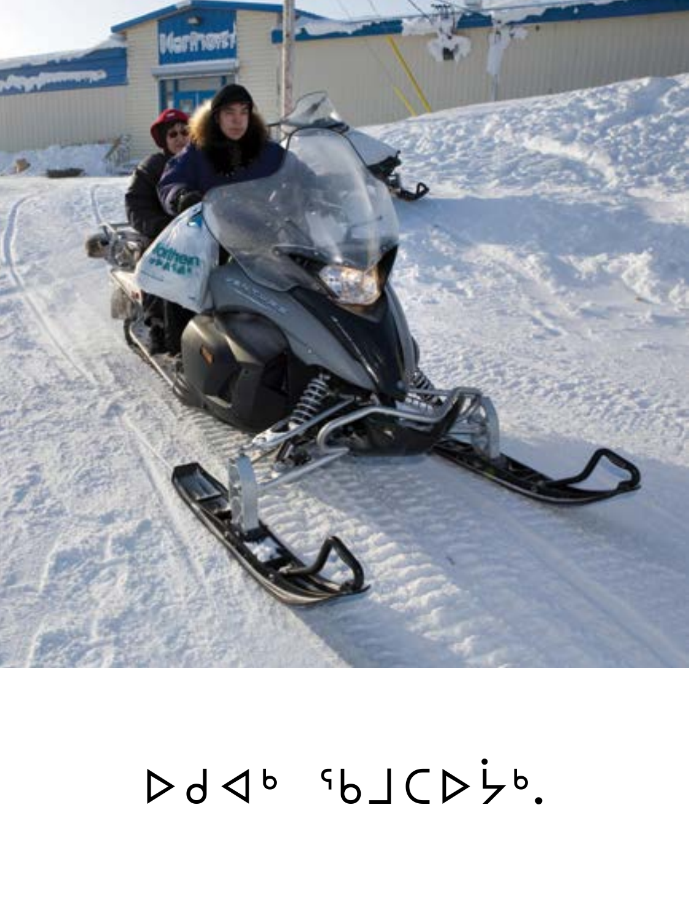ᐅᑯᐊᒃ ᖃᒧᑕᐅᔾᔪᒃ.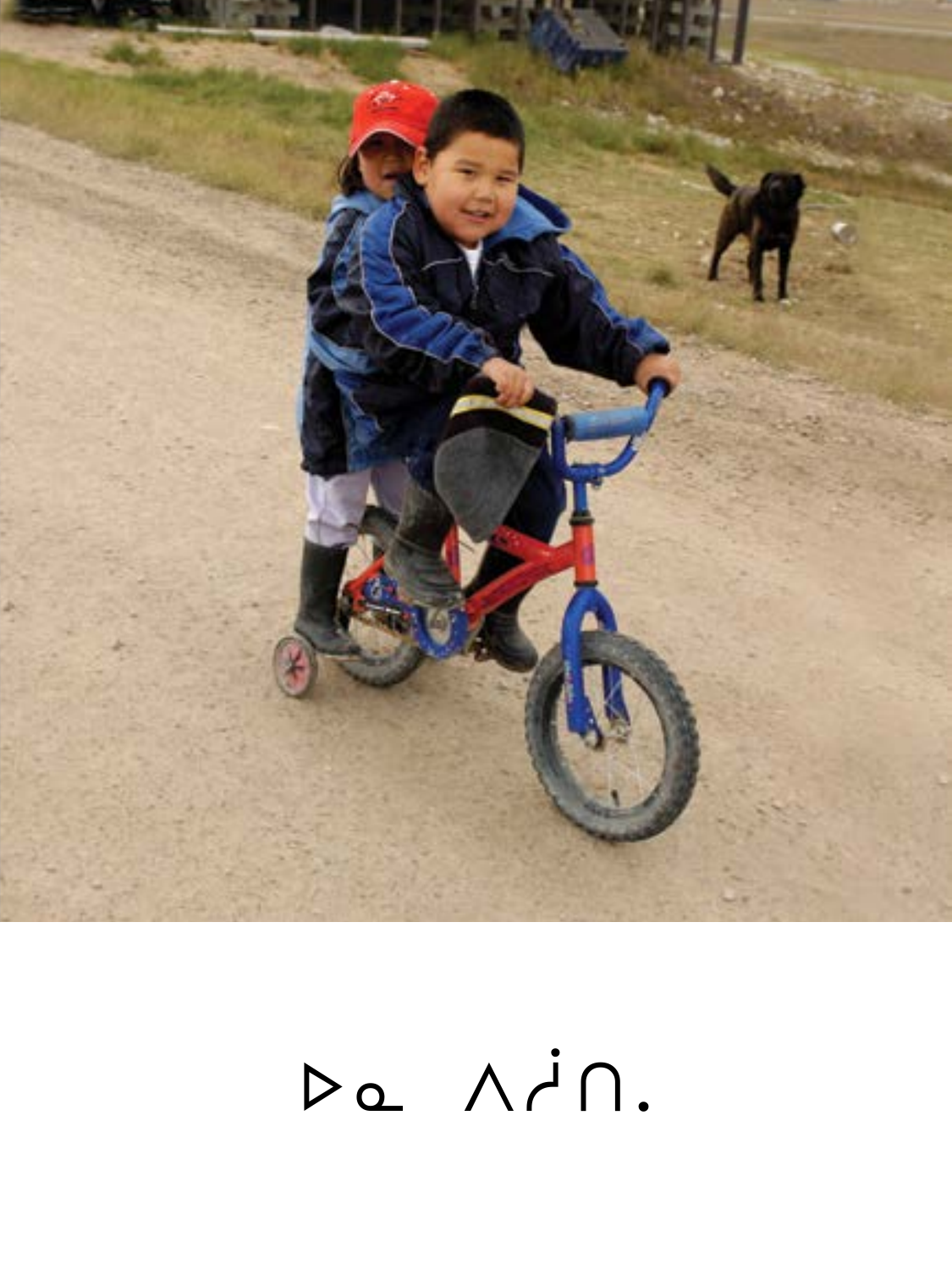ᐅᓇ ᐱᓰᑎ.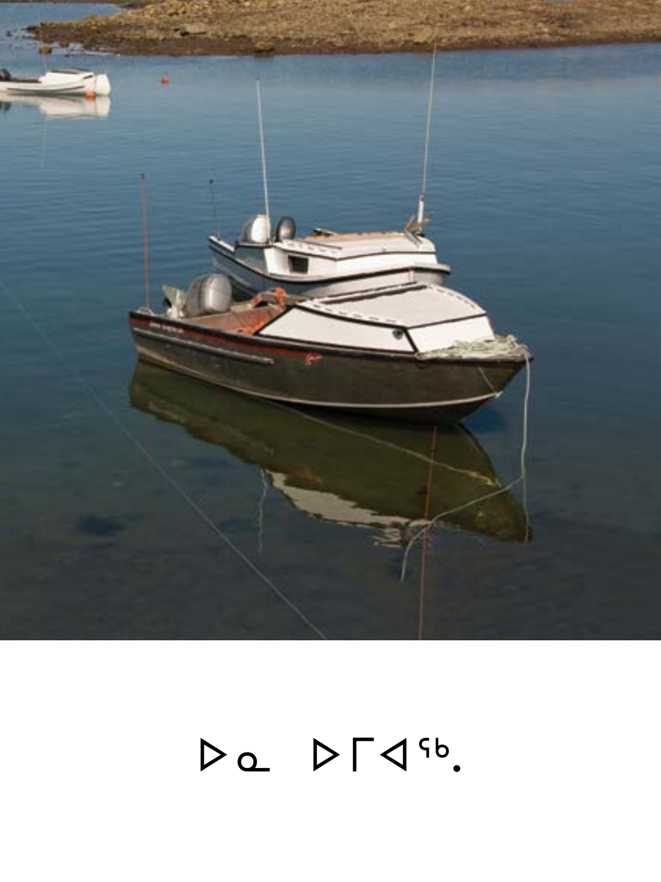ᐅᓇ ᐅᒥᐊᖅ.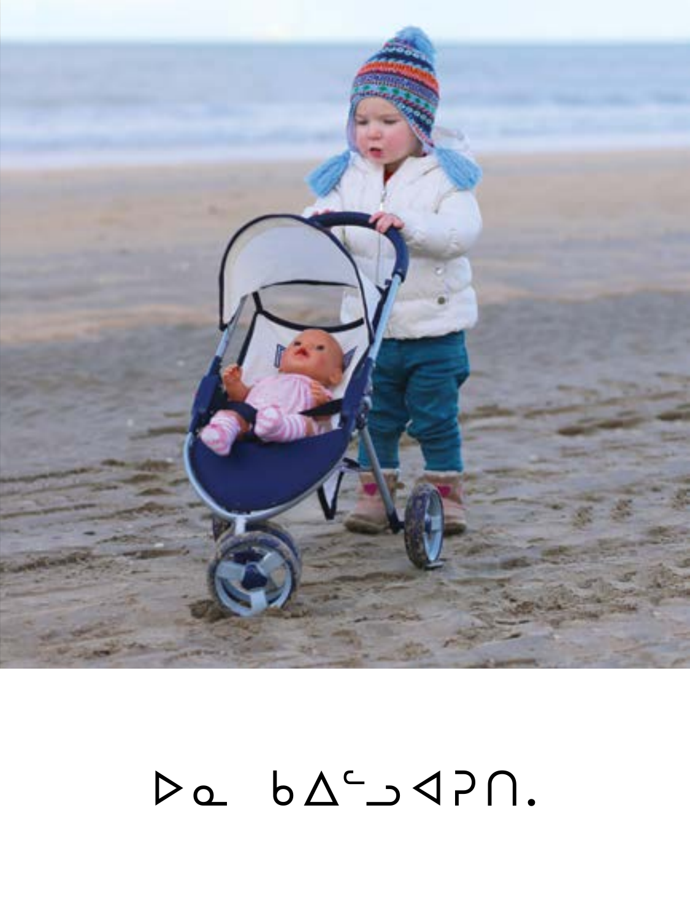ᐅᓇ ᑲᐃᓪᓗᐊᕈᑎ.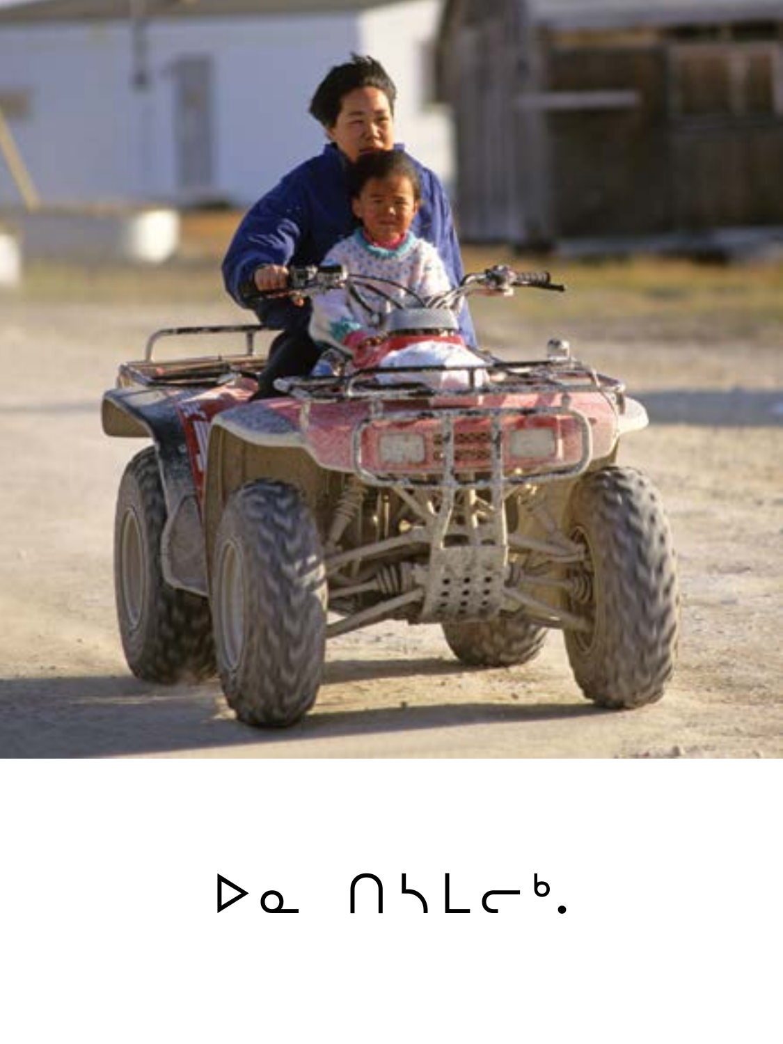ᐅᓇ ᑎᓭᒪᓕᒃ.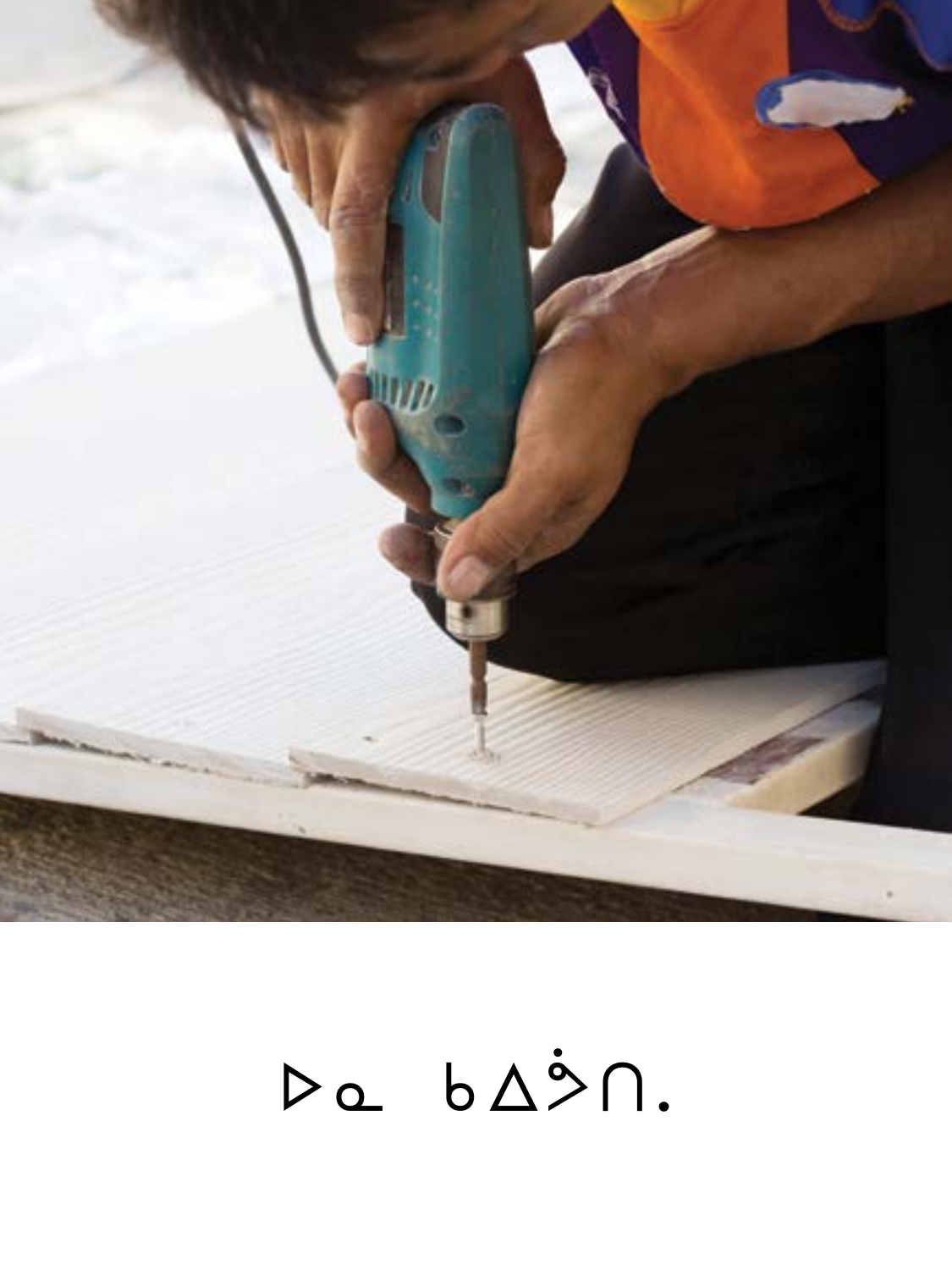ᐅᓇ ᑲᐃᔾᑎ.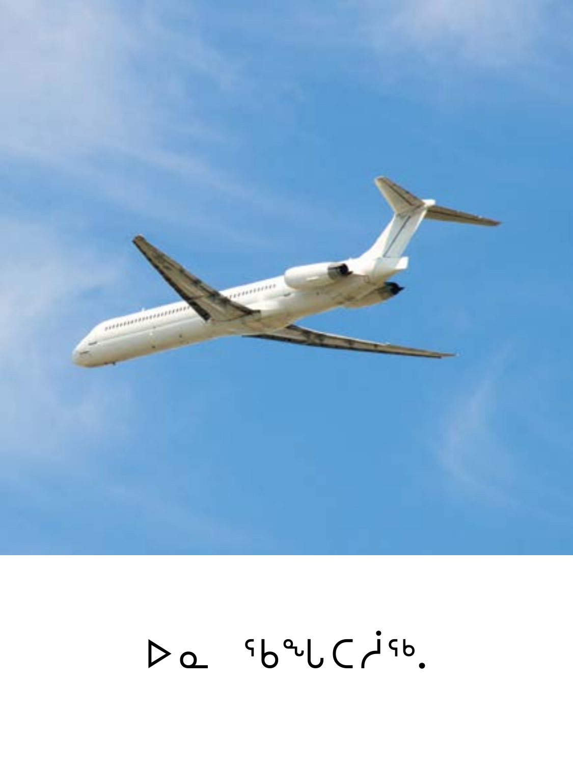ᐅᓇ ᖃᖕᒪᑕᓲᖅ.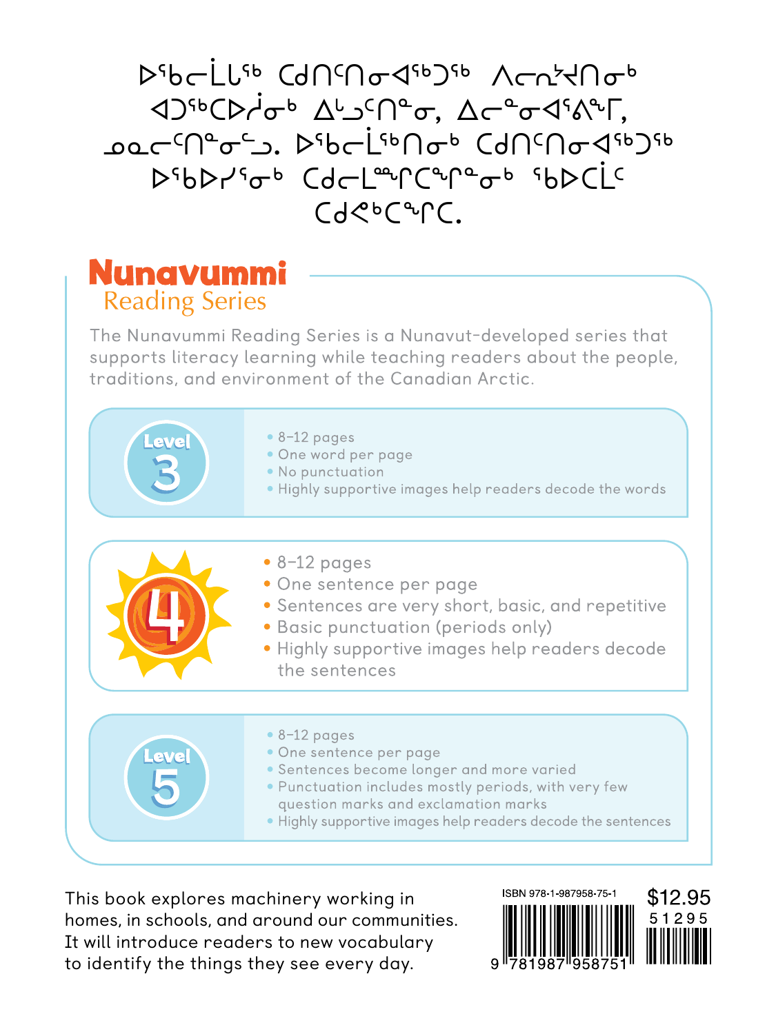ᐅᖃᓕᒫᒐᒃ ᑕᑯᑦᑎᓂᐊᖅᑐᖅ ᐱᓕᕆᔪᑎᓂᒃ
ᐊᑐᖅᑕᐅᓲᓂᒃ ᐃᒡᓘᑦᑎᓐᓂ, ᐃᓕᓐᓂᐊᕐᕕᒥ,
ᓄᓇᓖᑦᑎᓐᓂᓪᓗ. ᐅᖃᓕᒫᖅᑎᓂᒃ ᑕᑯᑦᑎᓂᐊᖅᑐᖅ
ᐅᖃᐅᓯᕐᓂᒃ ᑕᑯᓕᒫᖏᑕᖏᓐᓂᒃ ᖃᐅᑕᒫᑦ
ᑕᑯᕙᒃᑕᖏᑕ.

# Nunavummi
## Reading Series

The Nunavummi Reading Series is a Nunavut-developed series that supports literacy learning while teaching readers about the people, traditions, and environment of the Canadian Arctic.

### Level 3

- 8–12 pages
- One word per page
- No punctuation
- Highly supportive images help readers decode the words

### Level 4

- 8–12 pages
- One sentence per page
- Sentences are very short, basic, and repetitive
- Basic punctuation (periods only)
- Highly supportive images help readers decode the sentences

### Level 5

- 8–12 pages
- One sentence per page
- Sentences become longer and more varied
- Punctuation includes mostly periods, with very few question marks and exclamation marks
- Highly supportive images help readers decode the sentences

This book explores machinery working in homes, in schools, and around our communities. It will introduce readers to new vocabulary to identify the things they see every day.

ISBN 978-1-987958-75-1

$12.95